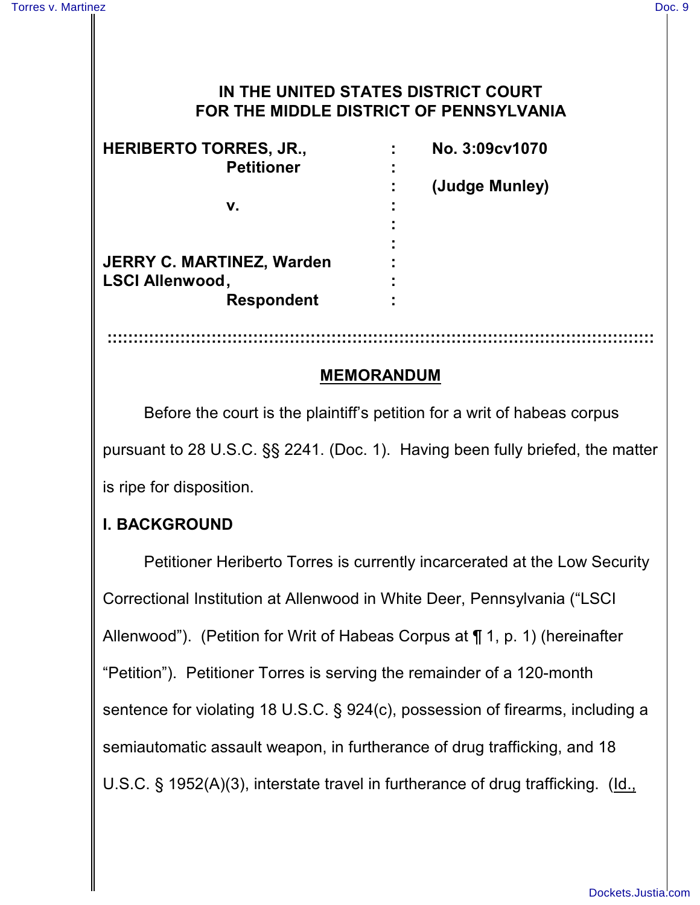# IN THE UNITED STATES DISTRICT COURT FOR THE MIDDLE DISTRICT OF PENNSYLVANIA

| | | |
|---|---|---|
| **HERIBERTO TORRES, JR.,** | : | **No. 3:09cv1070** |
| **Petitioner** | : | |
| | : | **(Judge Munley)** |
| **v.** | : | |
| | : | |
| | : | |
| **JERRY C. MARTINEZ, Warden** | : | |
| **LSCI Allenwood,** | : | |
| **Respondent** | : | |

::::::::::::::::::::::::::::::::::::::::::::::::::::::::::::::::::::::::::::::::::::::::::::::::::::::::::

## MEMORANDUM

Before the court is the plaintiff's petition for a writ of habeas corpus pursuant to 28 U.S.C. §§ 2241. (Doc. 1). Having been fully briefed, the matter is ripe for disposition.

### I. BACKGROUND

Petitioner Heriberto Torres is currently incarcerated at the Low Security Correctional Institution at Allenwood in White Deer, Pennsylvania ("LSCI Allenwood"). (Petition for Writ of Habeas Corpus at ¶ 1, p. 1) (hereinafter "Petition"). Petitioner Torres is serving the remainder of a 120-month sentence for violating 18 U.S.C. § 924(c), possession of firearms, including a semiautomatic assault weapon, in furtherance of drug trafficking, and 18 U.S.C. § 1952(A)(3), interstate travel in furtherance of drug trafficking. (Id.,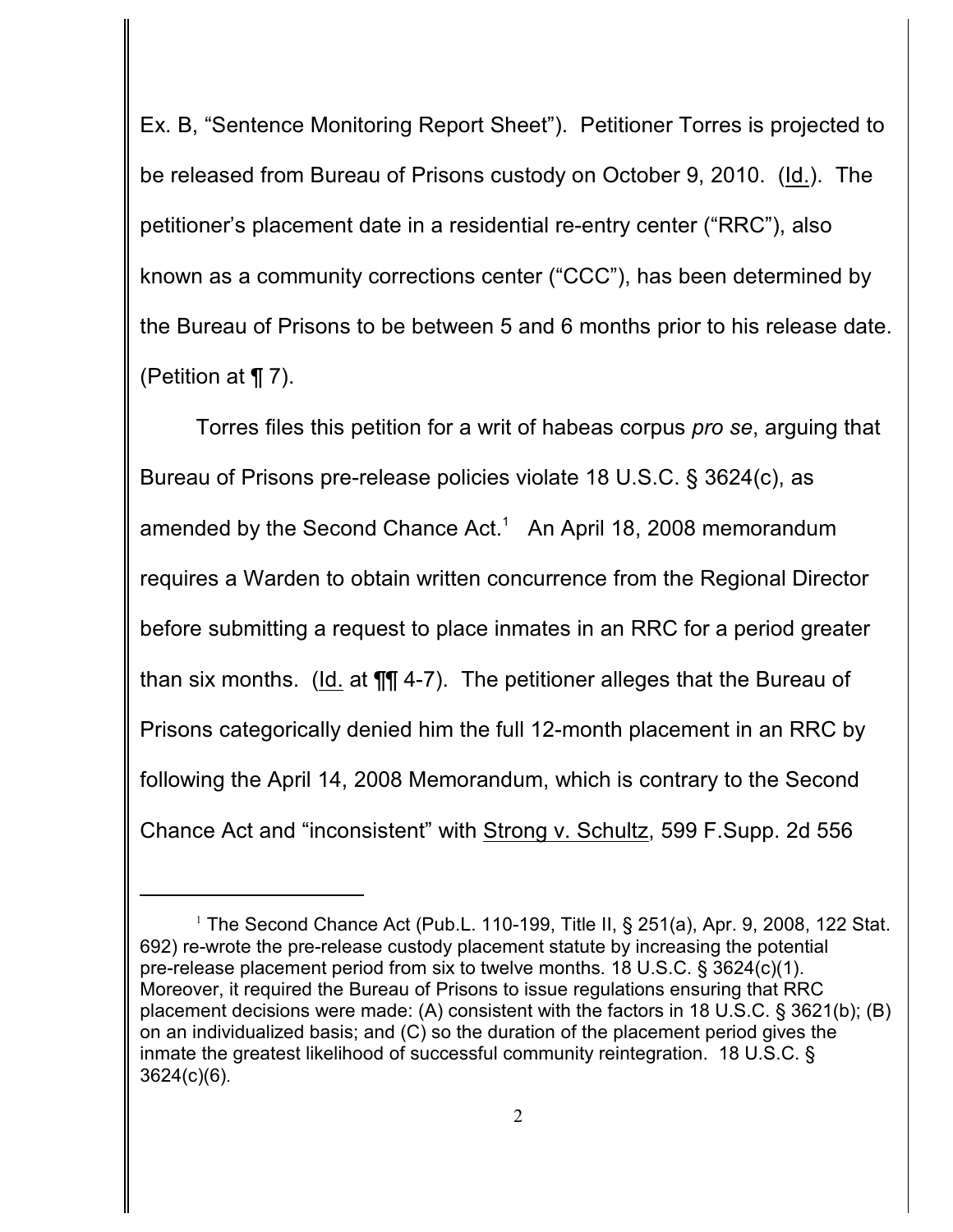Ex. B, "Sentence Monitoring Report Sheet"). Petitioner Torres is projected to be released from Bureau of Prisons custody on October 9, 2010. (Id.). The petitioner's placement date in a residential re-entry center ("RRC"), also known as a community corrections center ("CCC"), has been determined by the Bureau of Prisons to be between 5 and 6 months prior to his release date. (Petition at ¶ 7).

Torres files this petition for a writ of habeas corpus *pro se*, arguing that Bureau of Prisons pre-release policies violate 18 U.S.C. § 3624(c), as amended by the Second Chance Act.[1] An April 18, 2008 memorandum requires a Warden to obtain written concurrence from the Regional Director before submitting a request to place inmates in an RRC for a period greater than six months. (Id. at ¶¶ 4-7). The petitioner alleges that the Bureau of Prisons categorically denied him the full 12-month placement in an RRC by following the April 14, 2008 Memorandum, which is contrary to the Second Chance Act and "inconsistent" with Strong v. Schultz, 599 F.Supp. 2d 556

---

[1] The Second Chance Act (Pub.L. 110-199, Title II, § 251(a), Apr. 9, 2008, 122 Stat. 692) re-wrote the pre-release custody placement statute by increasing the potential pre-release placement period from six to twelve months. 18 U.S.C. § 3624(c)(1). Moreover, it required the Bureau of Prisons to issue regulations ensuring that RRC placement decisions were made: (A) consistent with the factors in 18 U.S.C. § 3621(b); (B) on an individualized basis; and (C) so the duration of the placement period gives the inmate the greatest likelihood of successful community reintegration. 18 U.S.C. § 3624(c)(6).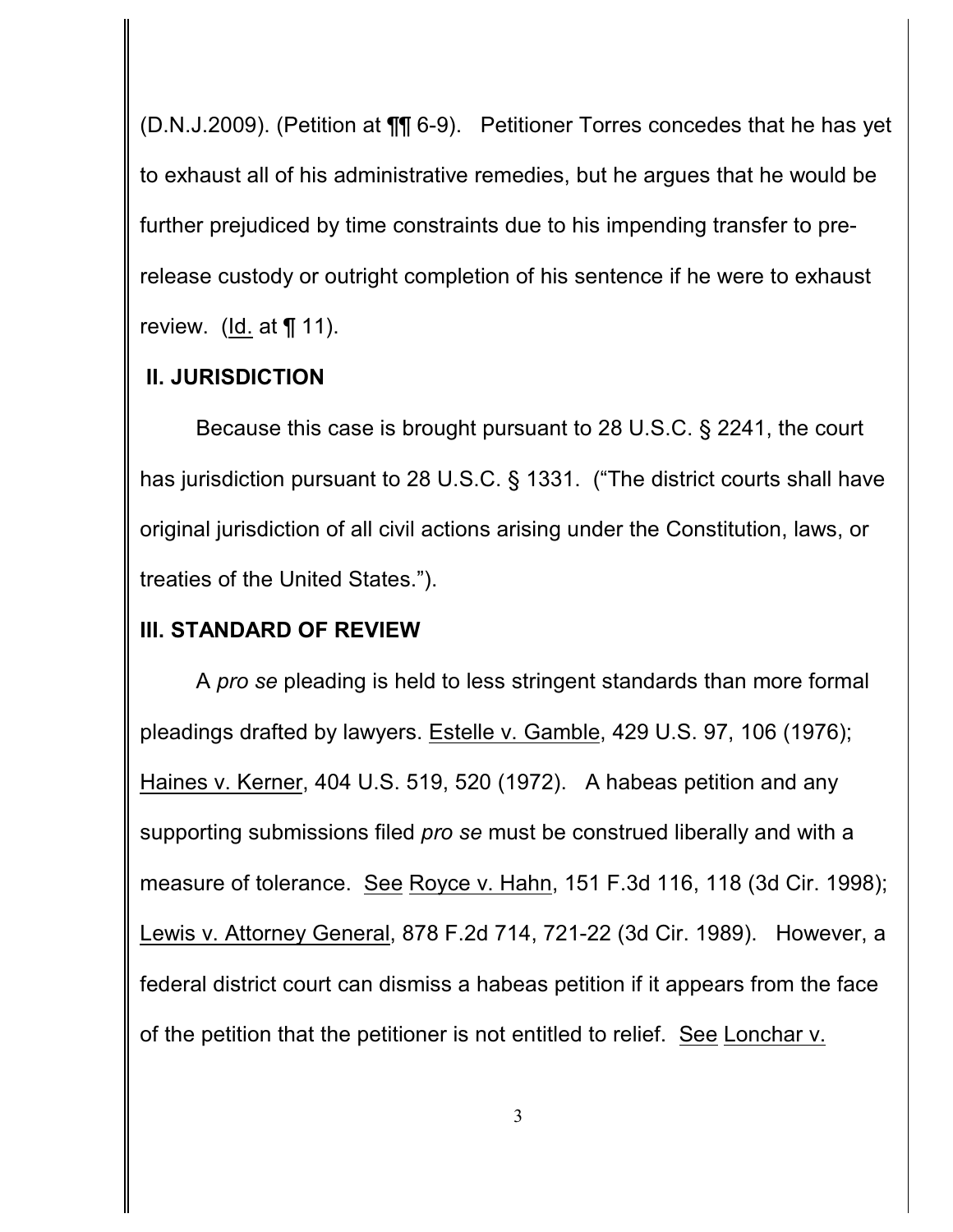(D.N.J.2009). (Petition at ¶¶ 6-9). Petitioner Torres concedes that he has yet to exhaust all of his administrative remedies, but he argues that he would be further prejudiced by time constraints due to his impending transfer to pre-release custody or outright completion of his sentence if he were to exhaust review. (Id. at ¶ 11).

## II. JURISDICTION

Because this case is brought pursuant to 28 U.S.C. § 2241, the court has jurisdiction pursuant to 28 U.S.C. § 1331. ("The district courts shall have original jurisdiction of all civil actions arising under the Constitution, laws, or treaties of the United States.").

## III. STANDARD OF REVIEW

A *pro se* pleading is held to less stringent standards than more formal pleadings drafted by lawyers. Estelle v. Gamble, 429 U.S. 97, 106 (1976); Haines v. Kerner, 404 U.S. 519, 520 (1972). A habeas petition and any supporting submissions filed *pro se* must be construed liberally and with a measure of tolerance. See Royce v. Hahn, 151 F.3d 116, 118 (3d Cir. 1998); Lewis v. Attorney General, 878 F.2d 714, 721-22 (3d Cir. 1989). However, a federal district court can dismiss a habeas petition if it appears from the face of the petition that the petitioner is not entitled to relief. See Lonchar v.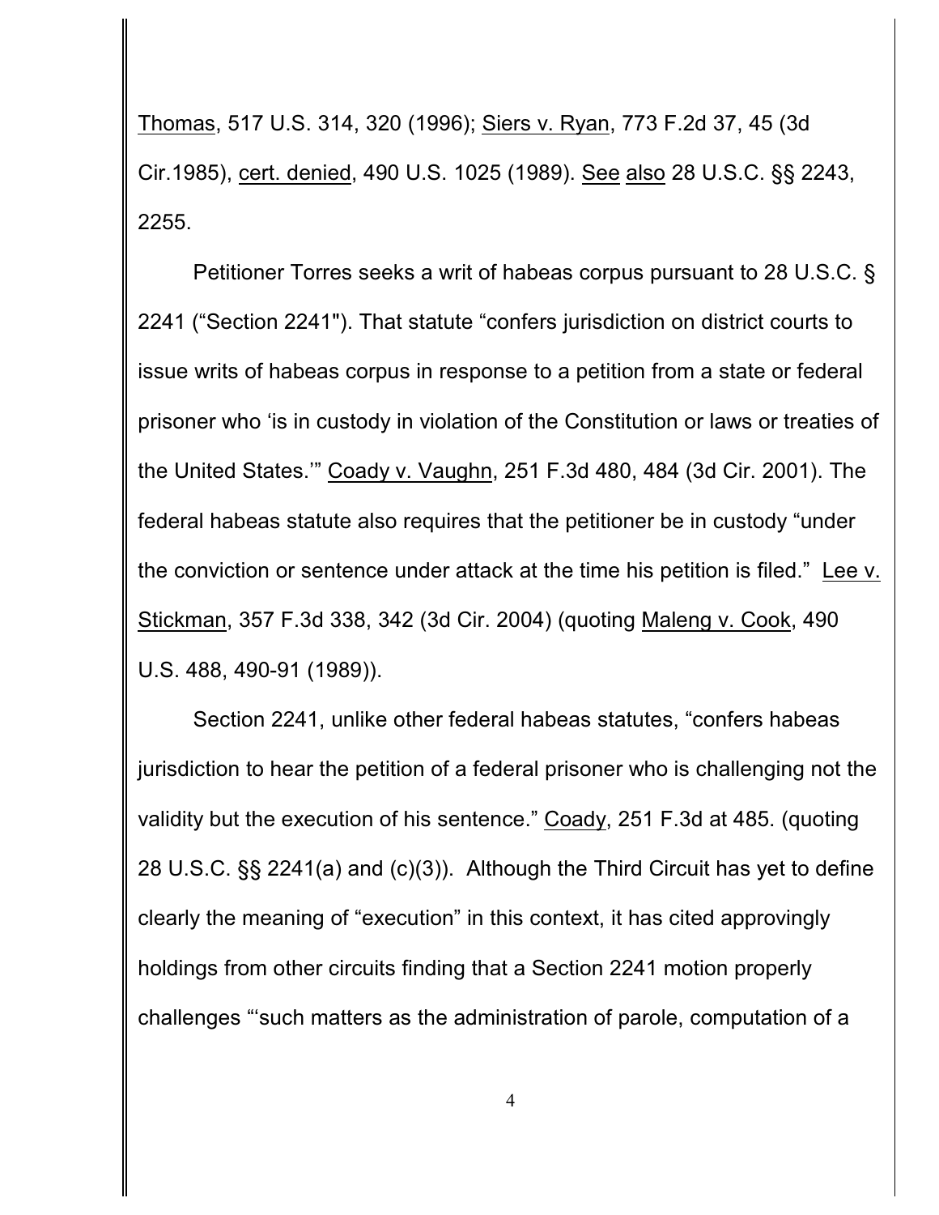Thomas, 517 U.S. 314, 320 (1996); Siers v. Ryan, 773 F.2d 37, 45 (3d Cir.1985), cert. denied, 490 U.S. 1025 (1989). See also 28 U.S.C. §§ 2243, 2255.

Petitioner Torres seeks a writ of habeas corpus pursuant to 28 U.S.C. § 2241 ("Section 2241"). That statute "confers jurisdiction on district courts to issue writs of habeas corpus in response to a petition from a state or federal prisoner who 'is in custody in violation of the Constitution or laws or treaties of the United States.'" Coady v. Vaughn, 251 F.3d 480, 484 (3d Cir. 2001). The federal habeas statute also requires that the petitioner be in custody "under the conviction or sentence under attack at the time his petition is filed." Lee v. Stickman, 357 F.3d 338, 342 (3d Cir. 2004) (quoting Maleng v. Cook, 490 U.S. 488, 490-91 (1989)).

Section 2241, unlike other federal habeas statutes, "confers habeas jurisdiction to hear the petition of a federal prisoner who is challenging not the validity but the execution of his sentence." Coady, 251 F.3d at 485. (quoting 28 U.S.C. §§ 2241(a) and (c)(3)). Although the Third Circuit has yet to define clearly the meaning of "execution" in this context, it has cited approvingly holdings from other circuits finding that a Section 2241 motion properly challenges "'such matters as the administration of parole, computation of a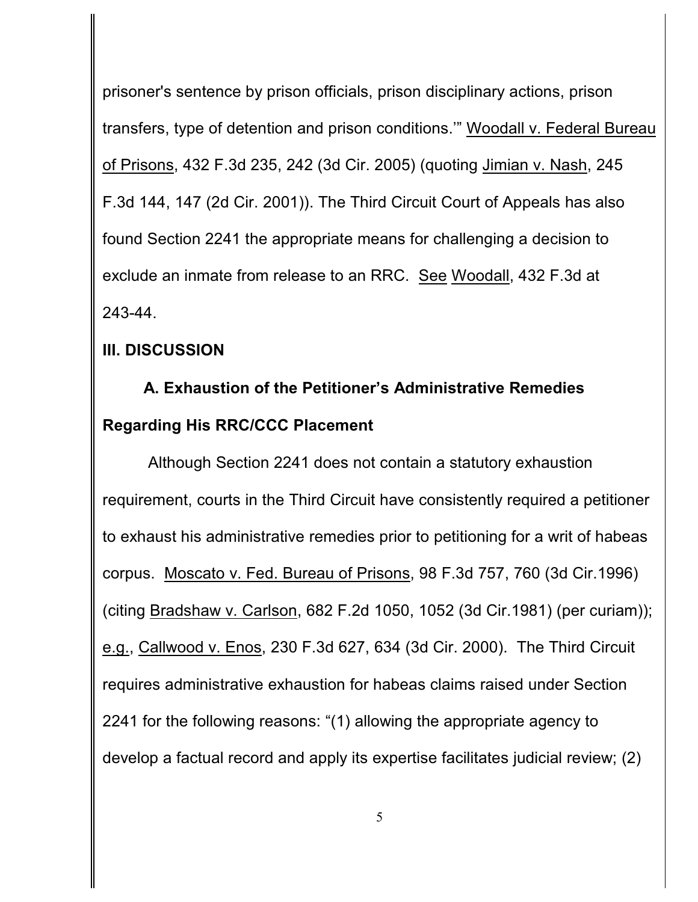prisoner's sentence by prison officials, prison disciplinary actions, prison transfers, type of detention and prison conditions.'" Woodall v. Federal Bureau of Prisons, 432 F.3d 235, 242 (3d Cir. 2005) (quoting Jimian v. Nash, 245 F.3d 144, 147 (2d Cir. 2001)). The Third Circuit Court of Appeals has also found Section 2241 the appropriate means for challenging a decision to exclude an inmate from release to an RRC. See Woodall, 432 F.3d at 243-44.

## III. DISCUSSION

### A. Exhaustion of the Petitioner's Administrative Remedies Regarding His RRC/CCC Placement

Although Section 2241 does not contain a statutory exhaustion requirement, courts in the Third Circuit have consistently required a petitioner to exhaust his administrative remedies prior to petitioning for a writ of habeas corpus. Moscato v. Fed. Bureau of Prisons, 98 F.3d 757, 760 (3d Cir.1996) (citing Bradshaw v. Carlson, 682 F.2d 1050, 1052 (3d Cir.1981) (per curiam)); e.g., Callwood v. Enos, 230 F.3d 627, 634 (3d Cir. 2000). The Third Circuit requires administrative exhaustion for habeas claims raised under Section 2241 for the following reasons: "(1) allowing the appropriate agency to develop a factual record and apply its expertise facilitates judicial review; (2)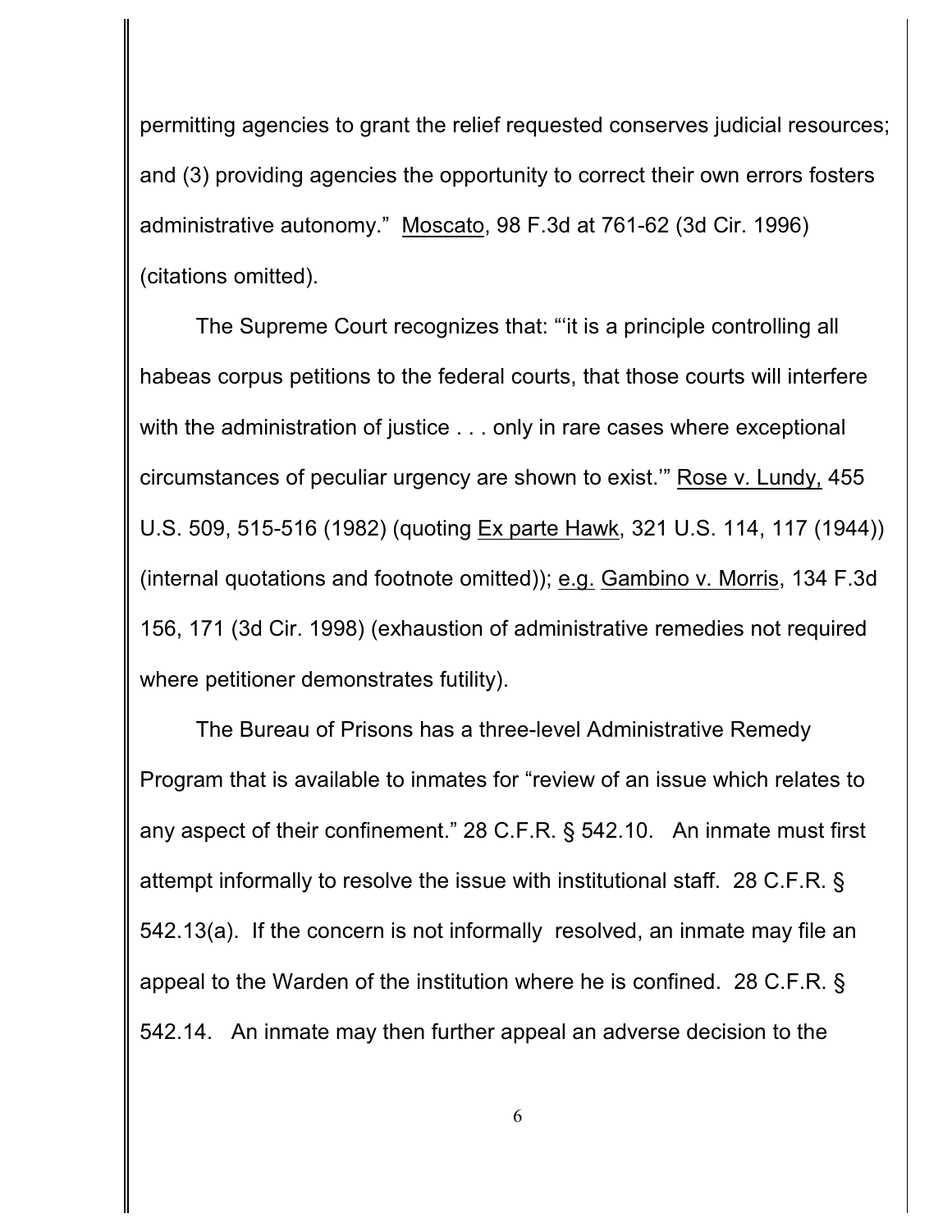permitting agencies to grant the relief requested conserves judicial resources; and (3) providing agencies the opportunity to correct their own errors fosters administrative autonomy." Moscato, 98 F.3d at 761-62 (3d Cir. 1996) (citations omitted).

The Supreme Court recognizes that: "'it is a principle controlling all habeas corpus petitions to the federal courts, that those courts will interfere with the administration of justice . . . only in rare cases where exceptional circumstances of peculiar urgency are shown to exist.'" Rose v. Lundy, 455 U.S. 509, 515-516 (1982) (quoting Ex parte Hawk, 321 U.S. 114, 117 (1944)) (internal quotations and footnote omitted)); e.g. Gambino v. Morris, 134 F.3d 156, 171 (3d Cir. 1998) (exhaustion of administrative remedies not required where petitioner demonstrates futility).

The Bureau of Prisons has a three-level Administrative Remedy Program that is available to inmates for "review of an issue which relates to any aspect of their confinement." 28 C.F.R. § 542.10. An inmate must first attempt informally to resolve the issue with institutional staff. 28 C.F.R. § 542.13(a). If the concern is not informally resolved, an inmate may file an appeal to the Warden of the institution where he is confined. 28 C.F.R. § 542.14. An inmate may then further appeal an adverse decision to the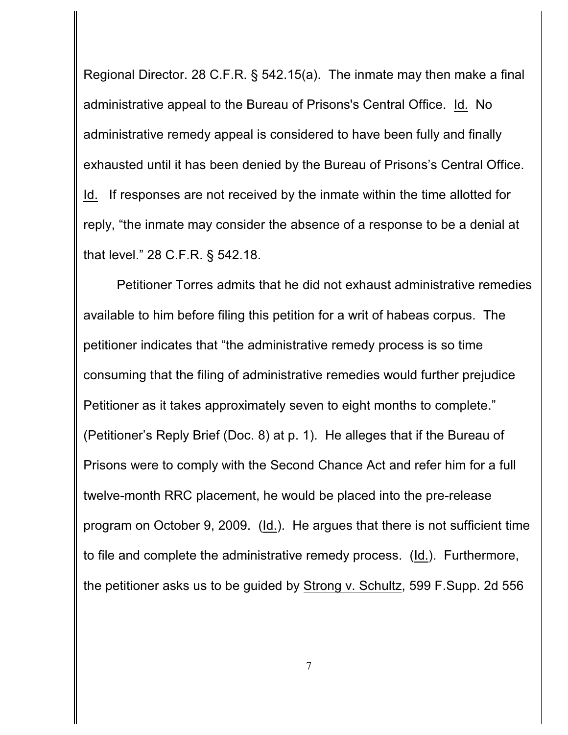Regional Director. 28 C.F.R. § 542.15(a). The inmate may then make a final administrative appeal to the Bureau of Prisons's Central Office. Id. No administrative remedy appeal is considered to have been fully and finally exhausted until it has been denied by the Bureau of Prisons's Central Office. Id. If responses are not received by the inmate within the time allotted for reply, "the inmate may consider the absence of a response to be a denial at that level." 28 C.F.R. § 542.18.

Petitioner Torres admits that he did not exhaust administrative remedies available to him before filing this petition for a writ of habeas corpus. The petitioner indicates that "the administrative remedy process is so time consuming that the filing of administrative remedies would further prejudice Petitioner as it takes approximately seven to eight months to complete." (Petitioner's Reply Brief (Doc. 8) at p. 1). He alleges that if the Bureau of Prisons were to comply with the Second Chance Act and refer him for a full twelve-month RRC placement, he would be placed into the pre-release program on October 9, 2009. (Id.). He argues that there is not sufficient time to file and complete the administrative remedy process. (Id.). Furthermore, the petitioner asks us to be guided by Strong v. Schultz, 599 F.Supp. 2d 556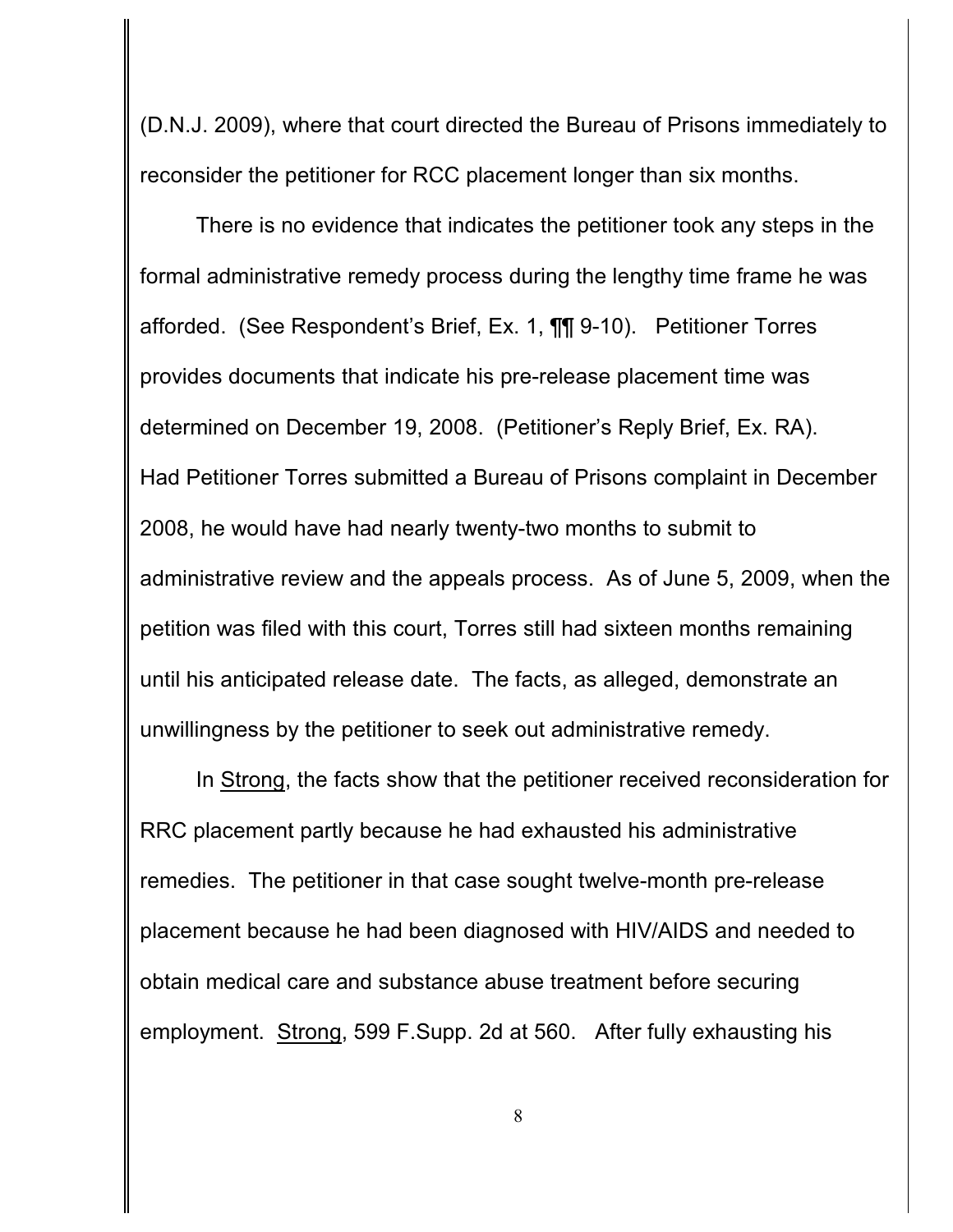(D.N.J. 2009), where that court directed the Bureau of Prisons immediately to reconsider the petitioner for RCC placement longer than six months.

There is no evidence that indicates the petitioner took any steps in the formal administrative remedy process during the lengthy time frame he was afforded. (See Respondent's Brief, Ex. 1, ¶¶ 9-10). Petitioner Torres provides documents that indicate his pre-release placement time was determined on December 19, 2008. (Petitioner's Reply Brief, Ex. RA). Had Petitioner Torres submitted a Bureau of Prisons complaint in December 2008, he would have had nearly twenty-two months to submit to administrative review and the appeals process. As of June 5, 2009, when the petition was filed with this court, Torres still had sixteen months remaining until his anticipated release date. The facts, as alleged, demonstrate an unwillingness by the petitioner to seek out administrative remedy.

In Strong, the facts show that the petitioner received reconsideration for RRC placement partly because he had exhausted his administrative remedies. The petitioner in that case sought twelve-month pre-release placement because he had been diagnosed with HIV/AIDS and needed to obtain medical care and substance abuse treatment before securing employment. Strong, 599 F.Supp. 2d at 560. After fully exhausting his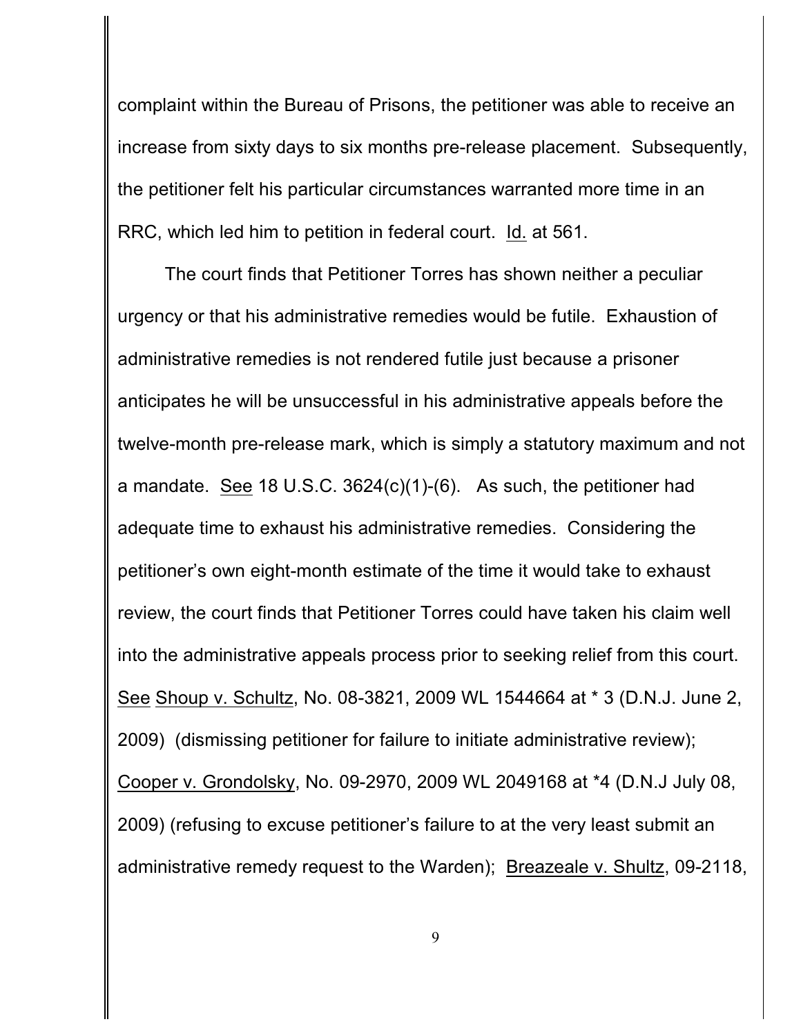complaint within the Bureau of Prisons, the petitioner was able to receive an increase from sixty days to six months pre-release placement. Subsequently, the petitioner felt his particular circumstances warranted more time in an RRC, which led him to petition in federal court. Id. at 561.

The court finds that Petitioner Torres has shown neither a peculiar urgency or that his administrative remedies would be futile. Exhaustion of administrative remedies is not rendered futile just because a prisoner anticipates he will be unsuccessful in his administrative appeals before the twelve-month pre-release mark, which is simply a statutory maximum and not a mandate. See 18 U.S.C. 3624(c)(1)-(6). As such, the petitioner had adequate time to exhaust his administrative remedies. Considering the petitioner's own eight-month estimate of the time it would take to exhaust review, the court finds that Petitioner Torres could have taken his claim well into the administrative appeals process prior to seeking relief from this court. See Shoup v. Schultz, No. 08-3821, 2009 WL 1544664 at * 3 (D.N.J. June 2, 2009) (dismissing petitioner for failure to initiate administrative review); Cooper v. Grondolsky, No. 09-2970, 2009 WL 2049168 at *4 (D.N.J July 08, 2009) (refusing to excuse petitioner's failure to at the very least submit an administrative remedy request to the Warden); Breazeale v. Shultz, 09-2118,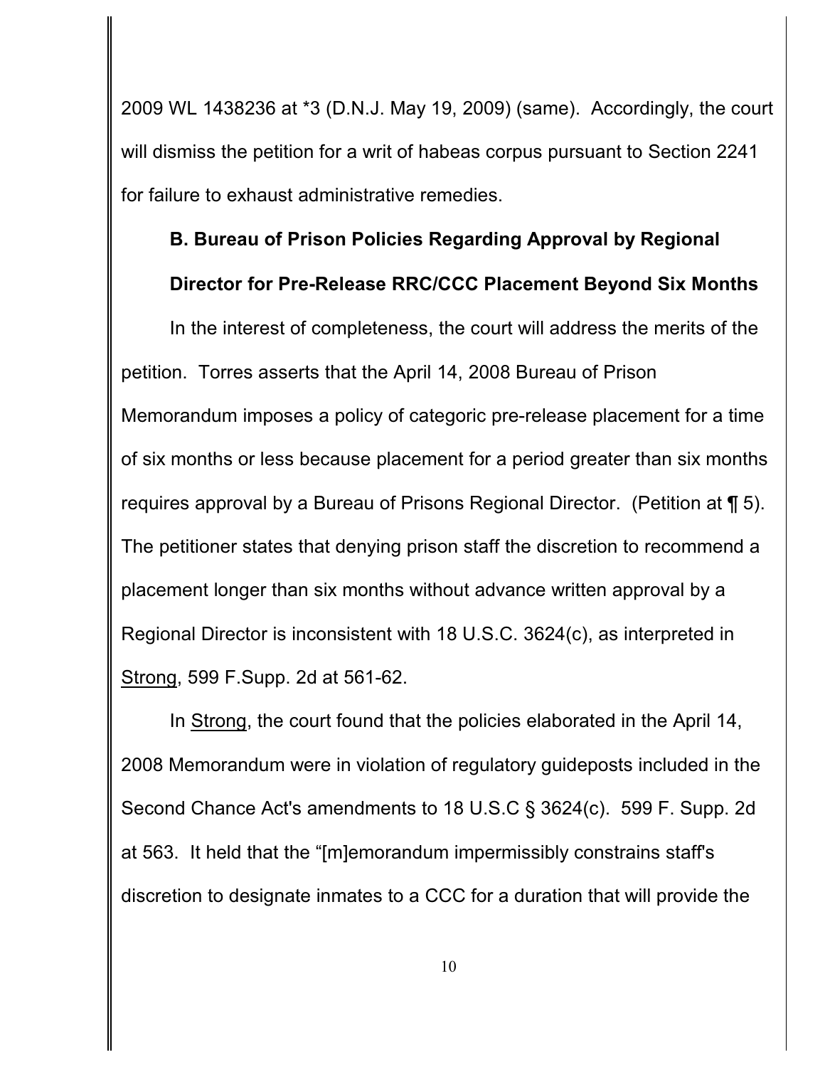2009 WL 1438236 at *3 (D.N.J. May 19, 2009) (same). Accordingly, the court will dismiss the petition for a writ of habeas corpus pursuant to Section 2241 for failure to exhaust administrative remedies.

**B. Bureau of Prison Policies Regarding Approval by Regional Director for Pre-Release RRC/CCC Placement Beyond Six Months**

In the interest of completeness, the court will address the merits of the petition. Torres asserts that the April 14, 2008 Bureau of Prison Memorandum imposes a policy of categoric pre-release placement for a time of six months or less because placement for a period greater than six months requires approval by a Bureau of Prisons Regional Director. (Petition at ¶ 5). The petitioner states that denying prison staff the discretion to recommend a placement longer than six months without advance written approval by a Regional Director is inconsistent with 18 U.S.C. 3624(c), as interpreted in Strong, 599 F.Supp. 2d at 561-62.

In Strong, the court found that the policies elaborated in the April 14, 2008 Memorandum were in violation of regulatory guideposts included in the Second Chance Act's amendments to 18 U.S.C § 3624(c). 599 F. Supp. 2d at 563. It held that the "[m]emorandum impermissibly constrains staff's discretion to designate inmates to a CCC for a duration that will provide the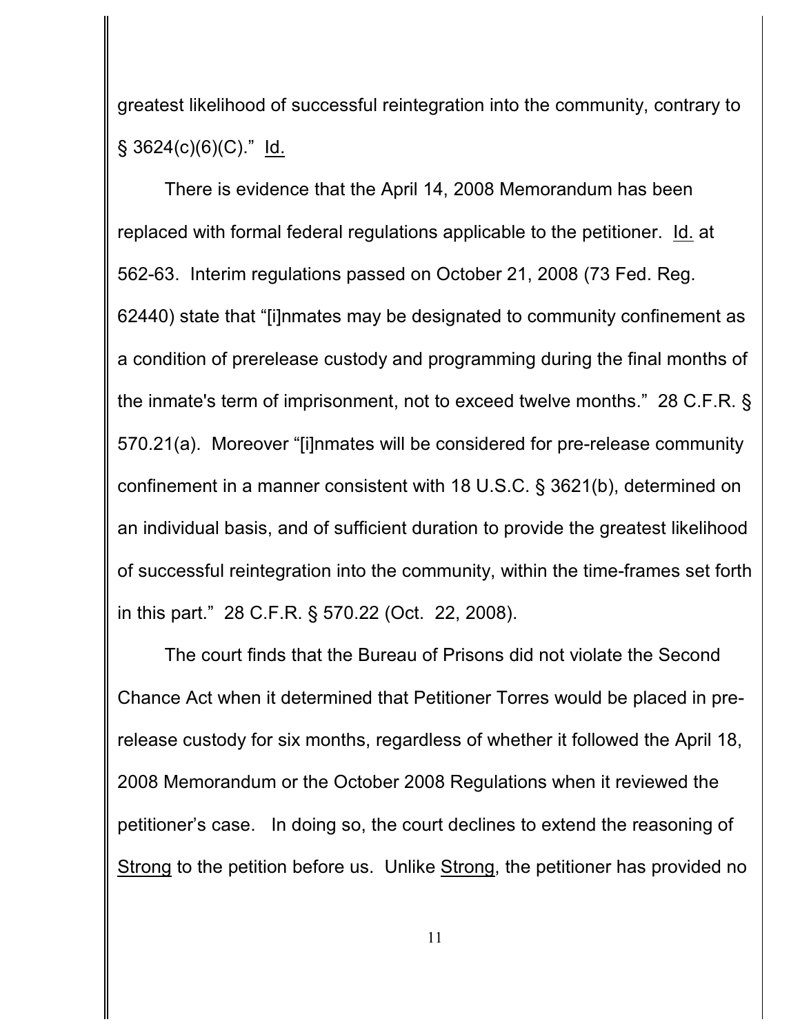greatest likelihood of successful reintegration into the community, contrary to § 3624(c)(6)(C)." Id.

There is evidence that the April 14, 2008 Memorandum has been replaced with formal federal regulations applicable to the petitioner. Id. at 562-63. Interim regulations passed on October 21, 2008 (73 Fed. Reg. 62440) state that "[i]nmates may be designated to community confinement as a condition of prerelease custody and programming during the final months of the inmate's term of imprisonment, not to exceed twelve months." 28 C.F.R. § 570.21(a). Moreover "[i]nmates will be considered for pre-release community confinement in a manner consistent with 18 U.S.C. § 3621(b), determined on an individual basis, and of sufficient duration to provide the greatest likelihood of successful reintegration into the community, within the time-frames set forth in this part." 28 C.F.R. § 570.22 (Oct. 22, 2008).

The court finds that the Bureau of Prisons did not violate the Second Chance Act when it determined that Petitioner Torres would be placed in pre-release custody for six months, regardless of whether it followed the April 18, 2008 Memorandum or the October 2008 Regulations when it reviewed the petitioner's case. In doing so, the court declines to extend the reasoning of Strong to the petition before us. Unlike Strong, the petitioner has provided no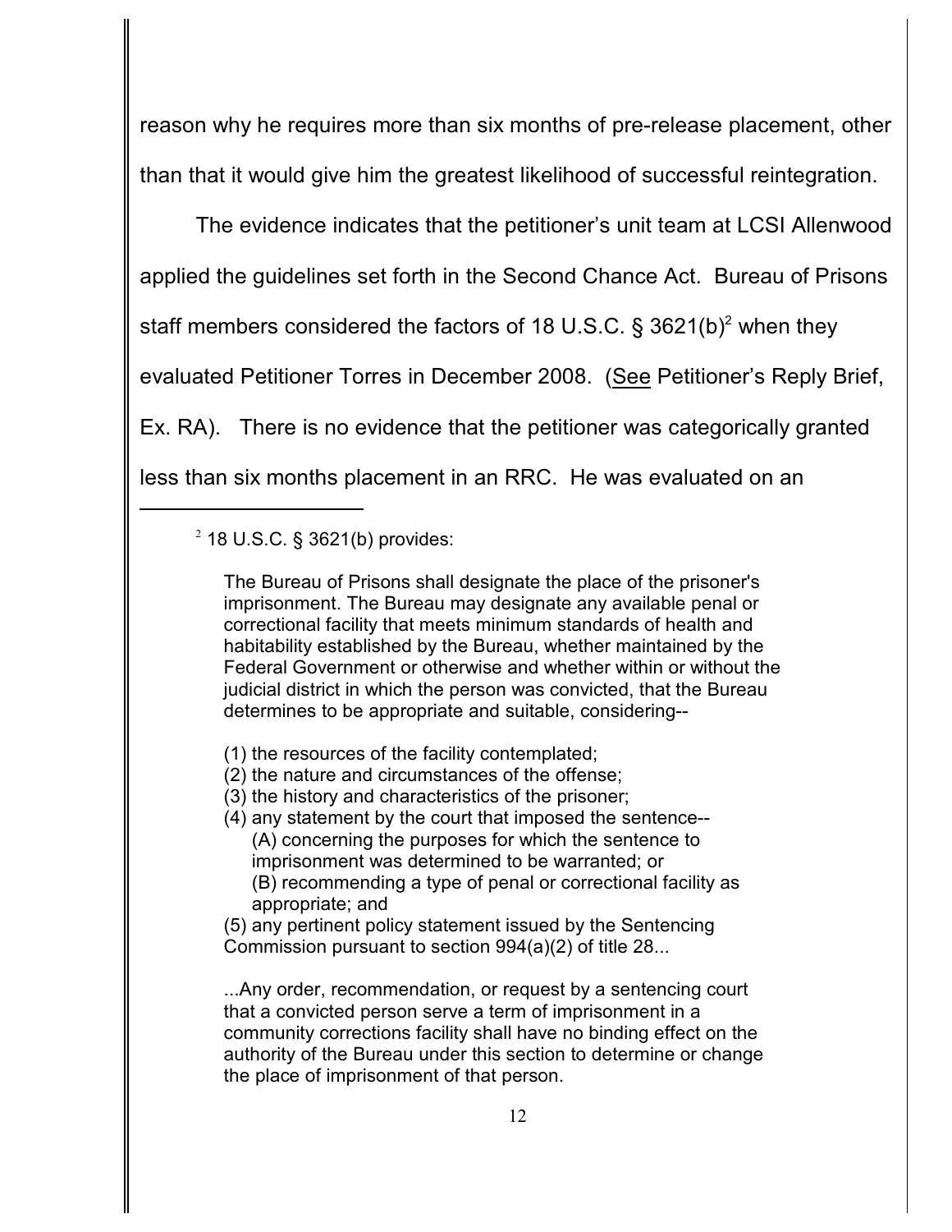reason why he requires more than six months of pre-release placement, other than that it would give him the greatest likelihood of successful reintegration.

The evidence indicates that the petitioner's unit team at LCSI Allenwood applied the guidelines set forth in the Second Chance Act. Bureau of Prisons staff members considered the factors of 18 U.S.C. § 3621(b)[2] when they evaluated Petitioner Torres in December 2008. (See Petitioner's Reply Brief, Ex. RA). There is no evidence that the petitioner was categorically granted less than six months placement in an RRC. He was evaluated on an

---

[2] 18 U.S.C. § 3621(b) provides:

> The Bureau of Prisons shall designate the place of the prisoner's imprisonment. The Bureau may designate any available penal or correctional facility that meets minimum standards of health and habitability established by the Bureau, whether maintained by the Federal Government or otherwise and whether within or without the judicial district in which the person was convicted, that the Bureau determines to be appropriate and suitable, considering--
>
> (1) the resources of the facility contemplated;
> (2) the nature and circumstances of the offense;
> (3) the history and characteristics of the prisoner;
> (4) any statement by the court that imposed the sentence--
> (A) concerning the purposes for which the sentence to imprisonment was determined to be warranted; or
> (B) recommending a type of penal or correctional facility as appropriate; and
> (5) any pertinent policy statement issued by the Sentencing Commission pursuant to section 994(a)(2) of title 28...
>
> ...Any order, recommendation, or request by a sentencing court that a convicted person serve a term of imprisonment in a community corrections facility shall have no binding effect on the authority of the Bureau under this section to determine or change the place of imprisonment of that person.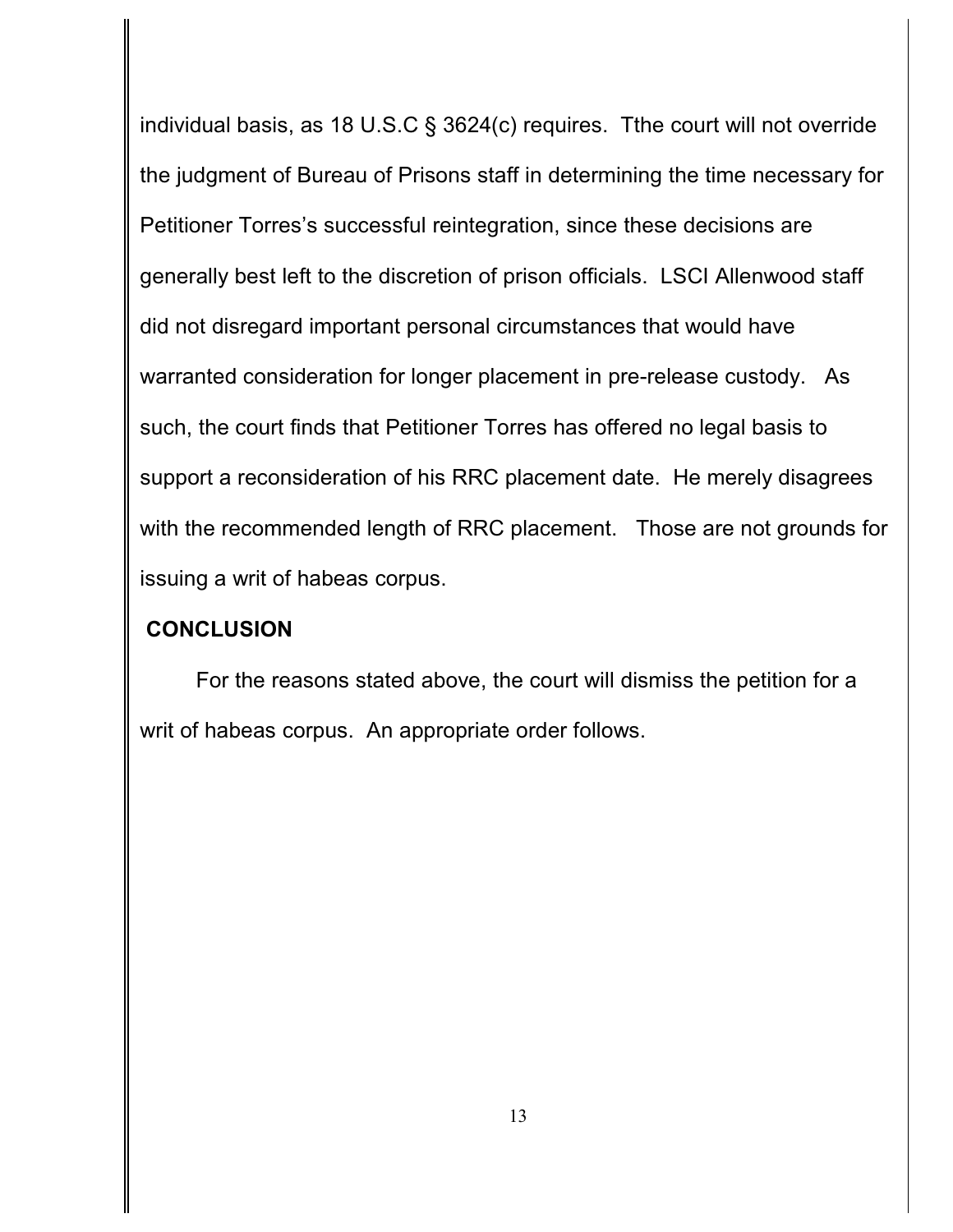individual basis, as 18 U.S.C § 3624(c) requires. Tthe court will not override the judgment of Bureau of Prisons staff in determining the time necessary for Petitioner Torres's successful reintegration, since these decisions are generally best left to the discretion of prison officials. LSCI Allenwood staff did not disregard important personal circumstances that would have warranted consideration for longer placement in pre-release custody. As such, the court finds that Petitioner Torres has offered no legal basis to support a reconsideration of his RRC placement date. He merely disagrees with the recommended length of RRC placement. Those are not grounds for issuing a writ of habeas corpus.

**CONCLUSION**

For the reasons stated above, the court will dismiss the petition for a writ of habeas corpus. An appropriate order follows.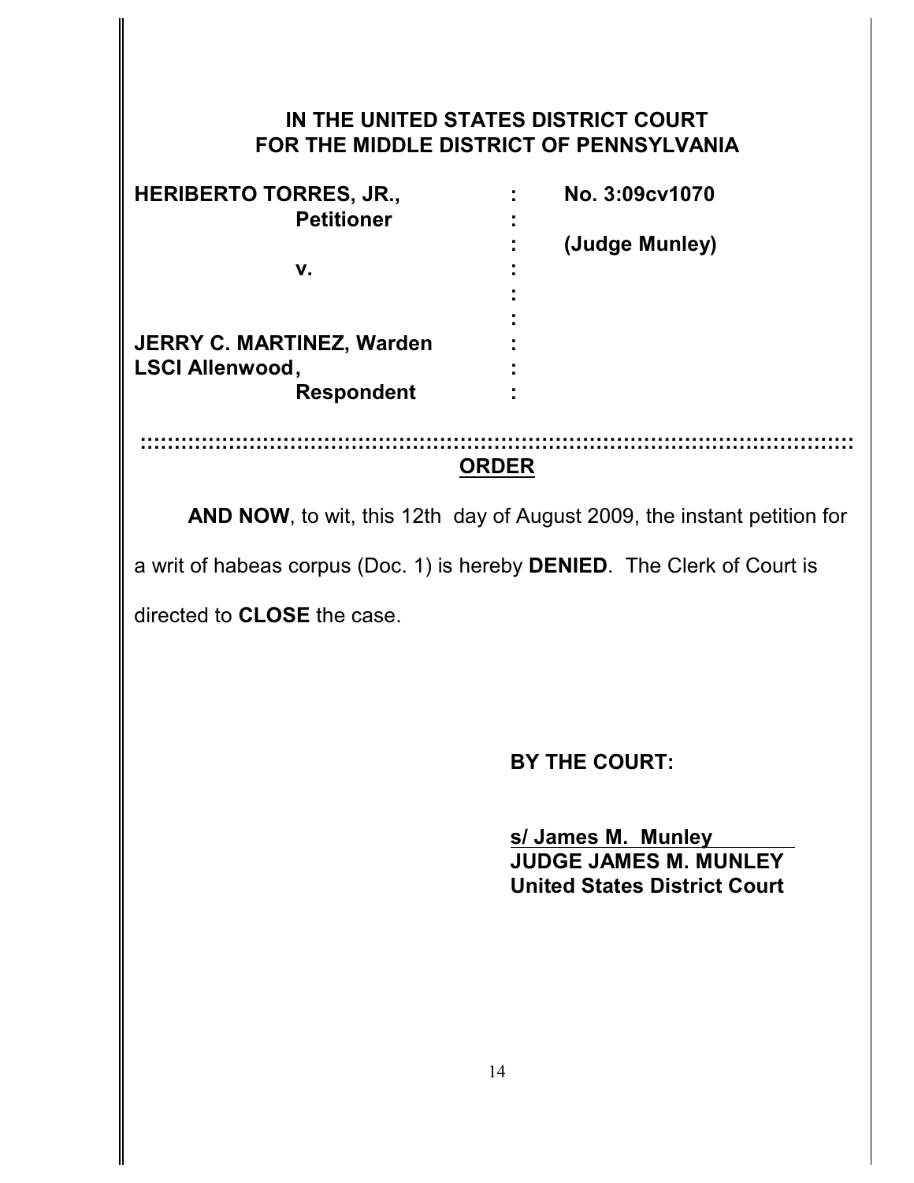**IN THE UNITED STATES DISTRICT COURT**
**FOR THE MIDDLE DISTRICT OF PENNSYLVANIA**

| | | |
|---|---|---|
| **HERIBERTO TORRES, JR.,** | : | **No. 3:09cv1070** |
| **Petitioner** | : | |
| | : | **(Judge Munley)** |
| **v.** | : | |
| | : | |
| | : | |
| **JERRY C. MARTINEZ, Warden** | : | |
| **LSCI Allenwood,** | : | |
| **Respondent** | : | |

::::::::::::::::::::::::::::::::::::::::::::::::::::::::::::::::::::::::::::::::::::::::::::::::::::::::::::::::

## ORDER

**AND NOW**, to wit, this 12th day of August 2009, the instant petition for a writ of habeas corpus (Doc. 1) is hereby **DENIED**. The Clerk of Court is directed to **CLOSE** the case.

**BY THE COURT:**

**s/ James M. Munley**
**JUDGE JAMES M. MUNLEY**
**United States District Court**